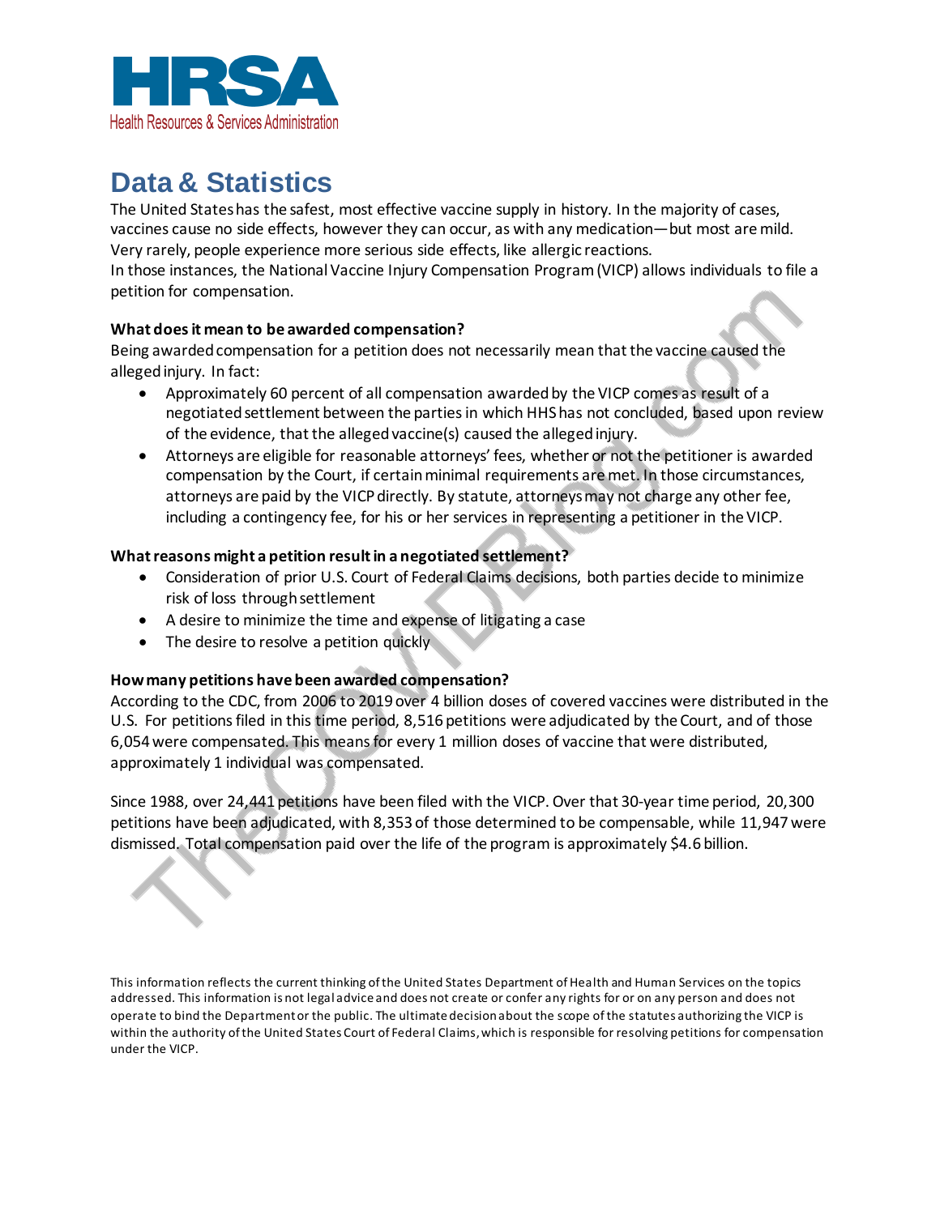HRSA
Health Resources & Services Administration

# Data & Statistics

The United States has the safest, most effective vaccine supply in history. In the majority of cases, vaccines cause no side effects, however they can occur, as with any medication—but most are mild. Very rarely, people experience more serious side effects, like allergic reactions.
In those instances, the National Vaccine Injury Compensation Program (VICP) allows individuals to file a petition for compensation.

**What does it mean to be awarded compensation?**

Being awarded compensation for a petition does not necessarily mean that the vaccine caused the alleged injury. In fact:

- Approximately 60 percent of all compensation awarded by the VICP comes as result of a negotiated settlement between the parties in which HHS has not concluded, based upon review of the evidence, that the alleged vaccine(s) caused the alleged injury.
- Attorneys are eligible for reasonable attorneys' fees, whether or not the petitioner is awarded compensation by the Court, if certain minimal requirements are met. In those circumstances, attorneys are paid by the VICP directly. By statute, attorneys may not charge any other fee, including a contingency fee, for his or her services in representing a petitioner in the VICP.

**What reasons might a petition result in a negotiated settlement?**

- Consideration of prior U.S. Court of Federal Claims decisions, both parties decide to minimize risk of loss through settlement
- A desire to minimize the time and expense of litigating a case
- The desire to resolve a petition quickly

**How many petitions have been awarded compensation?**

According to the CDC, from 2006 to 2019 over 4 billion doses of covered vaccines were distributed in the U.S. For petitions filed in this time period, 8,516 petitions were adjudicated by the Court, and of those 6,054 were compensated. This means for every 1 million doses of vaccine that were distributed, approximately 1 individual was compensated.

Since 1988, over 24,441 petitions have been filed with the VICP. Over that 30-year time period, 20,300 petitions have been adjudicated, with 8,353 of those determined to be compensable, while 11,947 were dismissed. Total compensation paid over the life of the program is approximately $4.6 billion.

This information reflects the current thinking of the United States Department of Health and Human Services on the topics addressed. This information is not legal advice and does not create or confer any rights for or on any person and does not operate to bind the Department or the public. The ultimate decision about the scope of the statutes authorizing the VICP is within the authority of the United States Court of Federal Claims, which is responsible for resolving petitions for compensation under the VICP.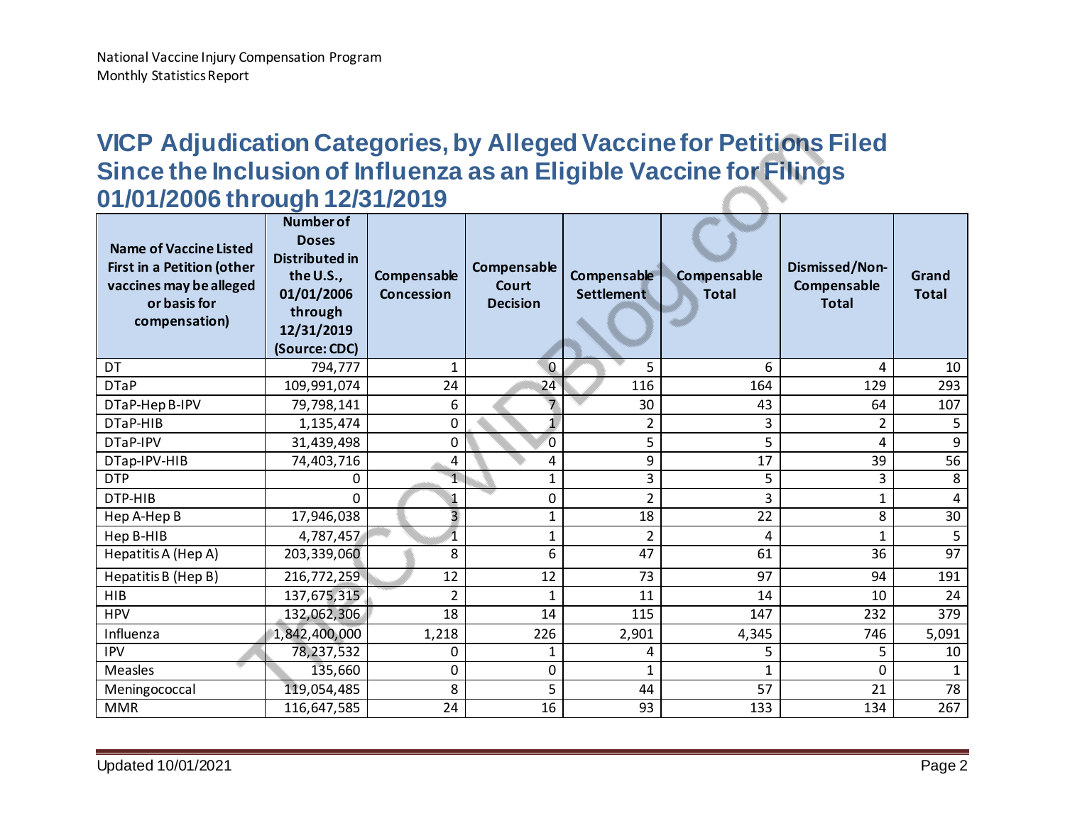National Vaccine Injury Compensation Program
Monthly Statistics Report

## VICP Adjudication Categories, by Alleged Vaccine for Petitions Filed Since the Inclusion of Influenza as an Eligible Vaccine for Filings 01/01/2006 through 12/31/2019

| Name of Vaccine Listed First in a Petition (other vaccines may be alleged or basis for compensation) | Number of Doses Distributed in the U.S., 01/01/2006 through 12/31/2019 (Source: CDC) | Compensable Concession | Compensable Court Decision | Compensable Settlement | Compensable Total | Dismissed/Non-Compensable Total | Grand Total |
|---|---|---|---|---|---|---|---|
| DT | 794,777 | 1 | 0 | 5 | 6 | 4 | 10 |
| DTaP | 109,991,074 | 24 | 24 | 116 | 164 | 129 | 293 |
| DTaP-Hep B-IPV | 79,798,141 | 6 | 7 | 30 | 43 | 64 | 107 |
| DTaP-HIB | 1,135,474 | 0 | 1 | 2 | 3 | 2 | 5 |
| DTaP-IPV | 31,439,498 | 0 | 0 | 5 | 5 | 4 | 9 |
| DTap-IPV-HIB | 74,403,716 | 4 | 4 | 9 | 17 | 39 | 56 |
| DTP | 0 | 1 | 1 | 3 | 5 | 3 | 8 |
| DTP-HIB | 0 | 1 | 0 | 2 | 3 | 1 | 4 |
| Hep A-Hep B | 17,946,038 | 3 | 1 | 18 | 22 | 8 | 30 |
| Hep B-HIB | 4,787,457 | 1 | 1 | 2 | 4 | 1 | 5 |
| Hepatitis A (Hep A) | 203,339,060 | 8 | 6 | 47 | 61 | 36 | 97 |
| Hepatitis B (Hep B) | 216,772,259 | 12 | 12 | 73 | 97 | 94 | 191 |
| HIB | 137,675,315 | 2 | 1 | 11 | 14 | 10 | 24 |
| HPV | 132,062,306 | 18 | 14 | 115 | 147 | 232 | 379 |
| Influenza | 1,842,400,000 | 1,218 | 226 | 2,901 | 4,345 | 746 | 5,091 |
| IPV | 78,237,532 | 0 | 1 | 4 | 5 | 5 | 10 |
| Measles | 135,660 | 0 | 0 | 1 | 1 | 0 | 1 |
| Meningococcal | 119,054,485 | 8 | 5 | 44 | 57 | 21 | 78 |
| MMR | 116,647,585 | 24 | 16 | 93 | 133 | 134 | 267 |

Updated 10/01/2021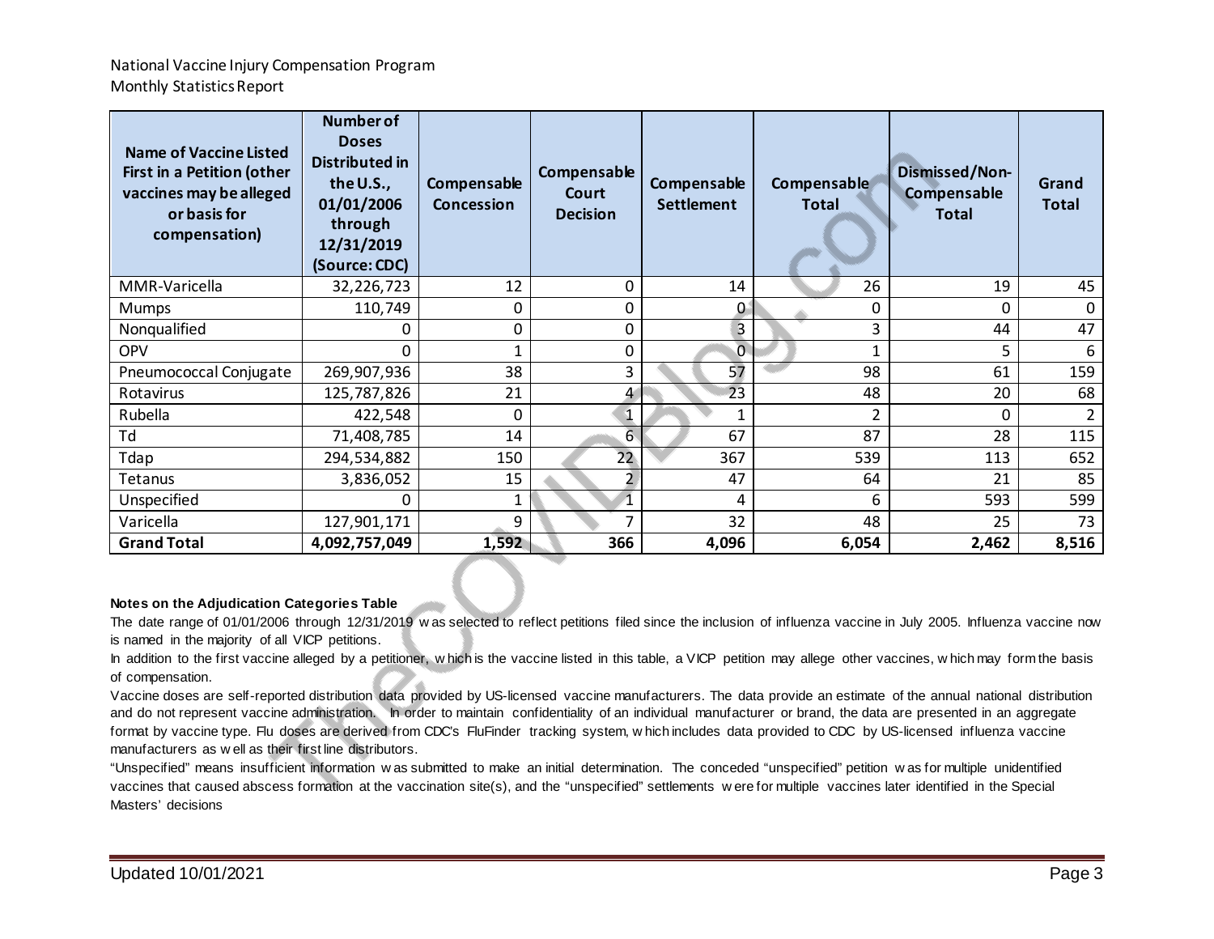National Vaccine Injury Compensation Program
Monthly Statistics Report

| Name of Vaccine Listed First in a Petition (other vaccines may be alleged or basis for compensation) | Number of Doses Distributed in the U.S., 01/01/2006 through 12/31/2019 (Source: CDC) | Compensable Concession | Compensable Court Decision | Compensable Settlement | Compensable Total | Dismissed/Non-Compensable Total | Grand Total |
|---|---|---|---|---|---|---|---|
| MMR-Varicella | 32,226,723 | 12 | 0 | 14 | 26 | 19 | 45 |
| Mumps | 110,749 | 0 | 0 | 0 | 0 | 0 | 0 |
| Nonqualified | 0 | 0 | 0 | 3 | 3 | 44 | 47 |
| OPV | 0 | 1 | 0 | 0 | 1 | 5 | 6 |
| Pneumococcal Conjugate | 269,907,936 | 38 | 3 | 57 | 98 | 61 | 159 |
| Rotavirus | 125,787,826 | 21 | 4 | 23 | 48 | 20 | 68 |
| Rubella | 422,548 | 0 | 1 | 1 | 2 | 0 | 2 |
| Td | 71,408,785 | 14 | 6 | 67 | 87 | 28 | 115 |
| Tdap | 294,534,882 | 150 | 22 | 367 | 539 | 113 | 652 |
| Tetanus | 3,836,052 | 15 | 2 | 47 | 64 | 21 | 85 |
| Unspecified | 0 | 1 | 1 | 4 | 6 | 593 | 599 |
| Varicella | 127,901,171 | 9 | 7 | 32 | 48 | 25 | 73 |
| **Grand Total** | **4,092,757,049** | **1,592** | **366** | **4,096** | **6,054** | **2,462** | **8,516** |

**Notes on the Adjudication Categories Table**

The date range of 01/01/2006 through 12/31/2019 was selected to reflect petitions filed since the inclusion of influenza vaccine in July 2005. Influenza vaccine now is named in the majority of all VICP petitions.

In addition to the first vaccine alleged by a petitioner, which is the vaccine listed in this table, a VICP petition may allege other vaccines, which may form the basis of compensation.

Vaccine doses are self-reported distribution data provided by US-licensed vaccine manufacturers. The data provide an estimate of the annual national distribution and do not represent vaccine administration. In order to maintain confidentiality of an individual manufacturer or brand, the data are presented in an aggregate format by vaccine type. Flu doses are derived from CDC's FluFinder tracking system, which includes data provided to CDC by US-licensed influenza vaccine manufacturers as well as their first line distributors.

"Unspecified" means insufficient information was submitted to make an initial determination. The conceded "unspecified" petition was for multiple unidentified vaccines that caused abscess formation at the vaccination site(s), and the "unspecified" settlements were for multiple vaccines later identified in the Special Masters' decisions

Updated 10/01/2021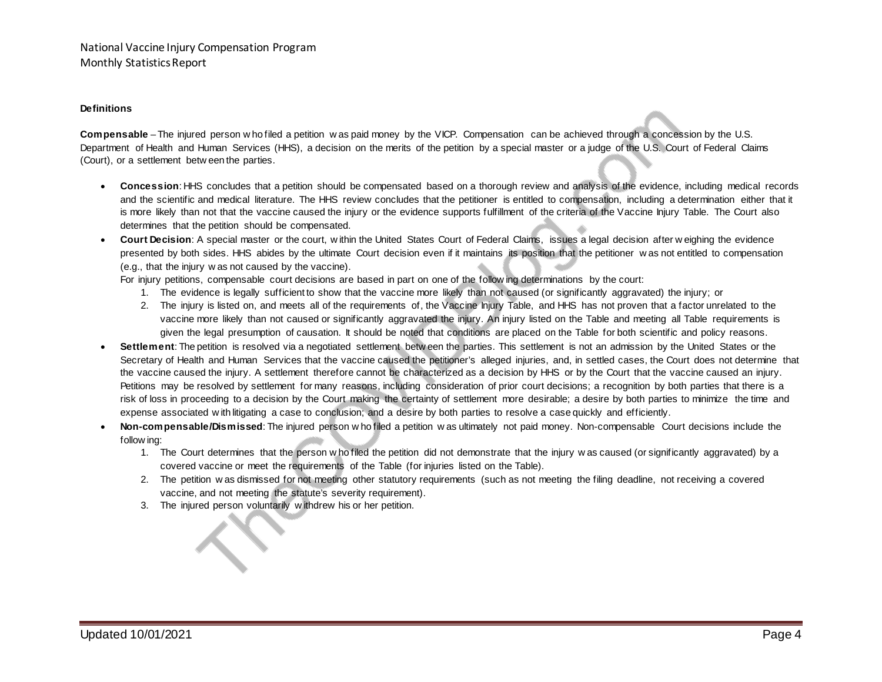**Definitions**

**Compensable** – The injured person who filed a petition was paid money by the VICP. Compensation can be achieved through a concession by the U.S. Department of Health and Human Services (HHS), a decision on the merits of the petition by a special master or a judge of the U.S. Court of Federal Claims (Court), or a settlement between the parties.

- **Concession**: HHS concludes that a petition should be compensated based on a thorough review and analysis of the evidence, including medical records and the scientific and medical literature. The HHS review concludes that the petitioner is entitled to compensation, including a determination either that it is more likely than not that the vaccine caused the injury or the evidence supports fulfillment of the criteria of the Vaccine Injury Table. The Court also determines that the petition should be compensated.
- **Court Decision**: A special master or the court, within the United States Court of Federal Claims, issues a legal decision after weighing the evidence presented by both sides. HHS abides by the ultimate Court decision even if it maintains its position that the petitioner was not entitled to compensation (e.g., that the injury was not caused by the vaccine).
  For injury petitions, compensable court decisions are based in part on one of the following determinations by the court:
  1. The evidence is legally sufficient to show that the vaccine more likely than not caused (or significantly aggravated) the injury; or
  2. The injury is listed on, and meets all of the requirements of, the Vaccine Injury Table, and HHS has not proven that a factor unrelated to the vaccine more likely than not caused or significantly aggravated the injury. An injury listed on the Table and meeting all Table requirements is given the legal presumption of causation. It should be noted that conditions are placed on the Table for both scientific and policy reasons.
- **Settlement**: The petition is resolved via a negotiated settlement between the parties. This settlement is not an admission by the United States or the Secretary of Health and Human Services that the vaccine caused the petitioner's alleged injuries, and, in settled cases, the Court does not determine that the vaccine caused the injury. A settlement therefore cannot be characterized as a decision by HHS or by the Court that the vaccine caused an injury. Petitions may be resolved by settlement for many reasons, including consideration of prior court decisions; a recognition by both parties that there is a risk of loss in proceeding to a decision by the Court making the certainty of settlement more desirable; a desire by both parties to minimize the time and expense associated with litigating a case to conclusion; and a desire by both parties to resolve a case quickly and efficiently.
- **Non-compensable/Dismissed**: The injured person who filed a petition was ultimately not paid money. Non-compensable Court decisions include the following:
  1. The Court determines that the person who filed the petition did not demonstrate that the injury was caused (or significantly aggravated) by a covered vaccine or meet the requirements of the Table (for injuries listed on the Table).
  2. The petition was dismissed for not meeting other statutory requirements (such as not meeting the filing deadline, not receiving a covered vaccine, and not meeting the statute's severity requirement).
  3. The injured person voluntarily withdrew his or her petition.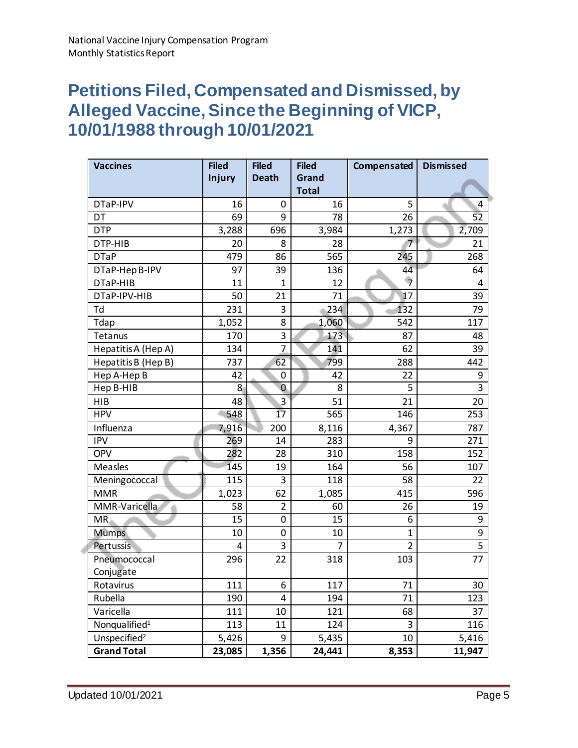National Vaccine Injury Compensation Program
Monthly Statistics Report

# Petitions Filed, Compensated and Dismissed, by Alleged Vaccine, Since the Beginning of VICP, 10/01/1988 through 10/01/2021

| Vaccines | Filed Injury | Filed Death | Filed Grand Total | Compensated | Dismissed |
|---|---|---|---|---|---|
| DTaP-IPV | 16 | 0 | 16 | 5 | 4 |
| DT | 69 | 9 | 78 | 26 | 52 |
| DTP | 3,288 | 696 | 3,984 | 1,273 | 2,709 |
| DTP-HIB | 20 | 8 | 28 | 7 | 21 |
| DTaP | 479 | 86 | 565 | 245 | 268 |
| DTaP-Hep B-IPV | 97 | 39 | 136 | 44 | 64 |
| DTaP-HIB | 11 | 1 | 12 | 7 | 4 |
| DTaP-IPV-HIB | 50 | 21 | 71 | 17 | 39 |
| Td | 231 | 3 | 234 | 132 | 79 |
| Tdap | 1,052 | 8 | 1,060 | 542 | 117 |
| Tetanus | 170 | 3 | 173 | 87 | 48 |
| Hepatitis A (Hep A) | 134 | 7 | 141 | 62 | 39 |
| Hepatitis B (Hep B) | 737 | 62 | 799 | 288 | 442 |
| Hep A-Hep B | 42 | 0 | 42 | 22 | 9 |
| Hep B-HIB | 8 | 0 | 8 | 5 | 3 |
| HIB | 48 | 3 | 51 | 21 | 20 |
| HPV | 548 | 17 | 565 | 146 | 253 |
| Influenza | 7,916 | 200 | 8,116 | 4,367 | 787 |
| IPV | 269 | 14 | 283 | 9 | 271 |
| OPV | 282 | 28 | 310 | 158 | 152 |
| Measles | 145 | 19 | 164 | 56 | 107 |
| Meningococcal | 115 | 3 | 118 | 58 | 22 |
| MMR | 1,023 | 62 | 1,085 | 415 | 596 |
| MMR-Varicella | 58 | 2 | 60 | 26 | 19 |
| MR | 15 | 0 | 15 | 6 | 9 |
| Mumps | 10 | 0 | 10 | 1 | 9 |
| Pertussis | 4 | 3 | 7 | 2 | 5 |
| Pneumococcal Conjugate | 296 | 22 | 318 | 103 | 77 |
| Rotavirus | 111 | 6 | 117 | 71 | 30 |
| Rubella | 190 | 4 | 194 | 71 | 123 |
| Varicella | 111 | 10 | 121 | 68 | 37 |
| Nonqualified[1] | 113 | 11 | 124 | 3 | 116 |
| Unspecified[2] | 5,426 | 9 | 5,435 | 10 | 5,416 |
| **Grand Total** | **23,085** | **1,356** | **24,441** | **8,353** | **11,947** |

Updated 10/01/2021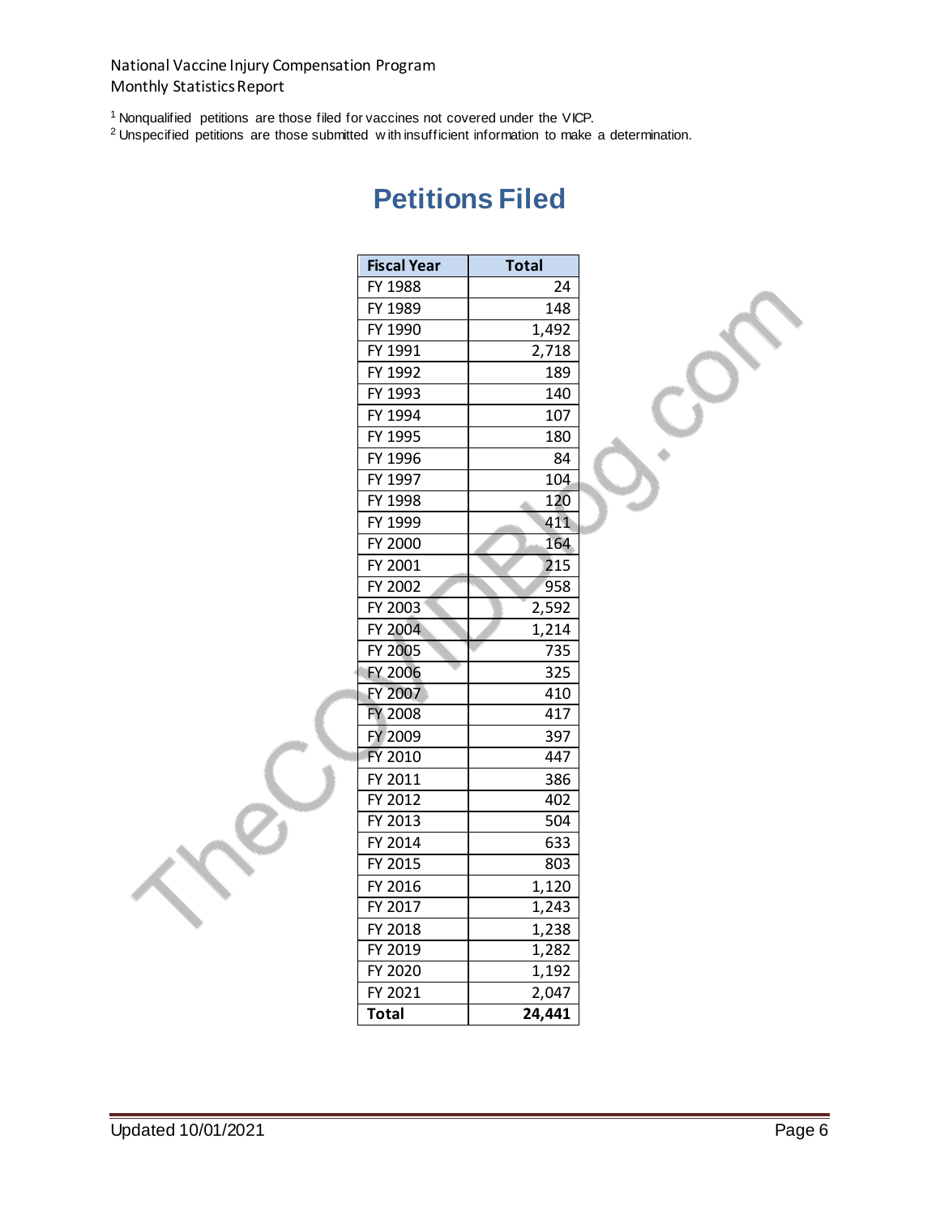National Vaccine Injury Compensation Program
Monthly Statistics Report

[1] Nonqualified petitions are those filed for vaccines not covered under the VICP.
[2] Unspecified petitions are those submitted with insufficient information to make a determination.

# Petitions Filed

| Fiscal Year | Total |
|---|---|
| FY 1988 | 24 |
| FY 1989 | 148 |
| FY 1990 | 1,492 |
| FY 1991 | 2,718 |
| FY 1992 | 189 |
| FY 1993 | 140 |
| FY 1994 | 107 |
| FY 1995 | 180 |
| FY 1996 | 84 |
| FY 1997 | 104 |
| FY 1998 | 120 |
| FY 1999 | 411 |
| FY 2000 | 164 |
| FY 2001 | 215 |
| FY 2002 | 958 |
| FY 2003 | 2,592 |
| FY 2004 | 1,214 |
| FY 2005 | 735 |
| FY 2006 | 325 |
| FY 2007 | 410 |
| FY 2008 | 417 |
| FY 2009 | 397 |
| FY 2010 | 447 |
| FY 2011 | 386 |
| FY 2012 | 402 |
| FY 2013 | 504 |
| FY 2014 | 633 |
| FY 2015 | 803 |
| FY 2016 | 1,120 |
| FY 2017 | 1,243 |
| FY 2018 | 1,238 |
| FY 2019 | 1,282 |
| FY 2020 | 1,192 |
| FY 2021 | 2,047 |
| **Total** | **24,441** |

Updated 10/01/2021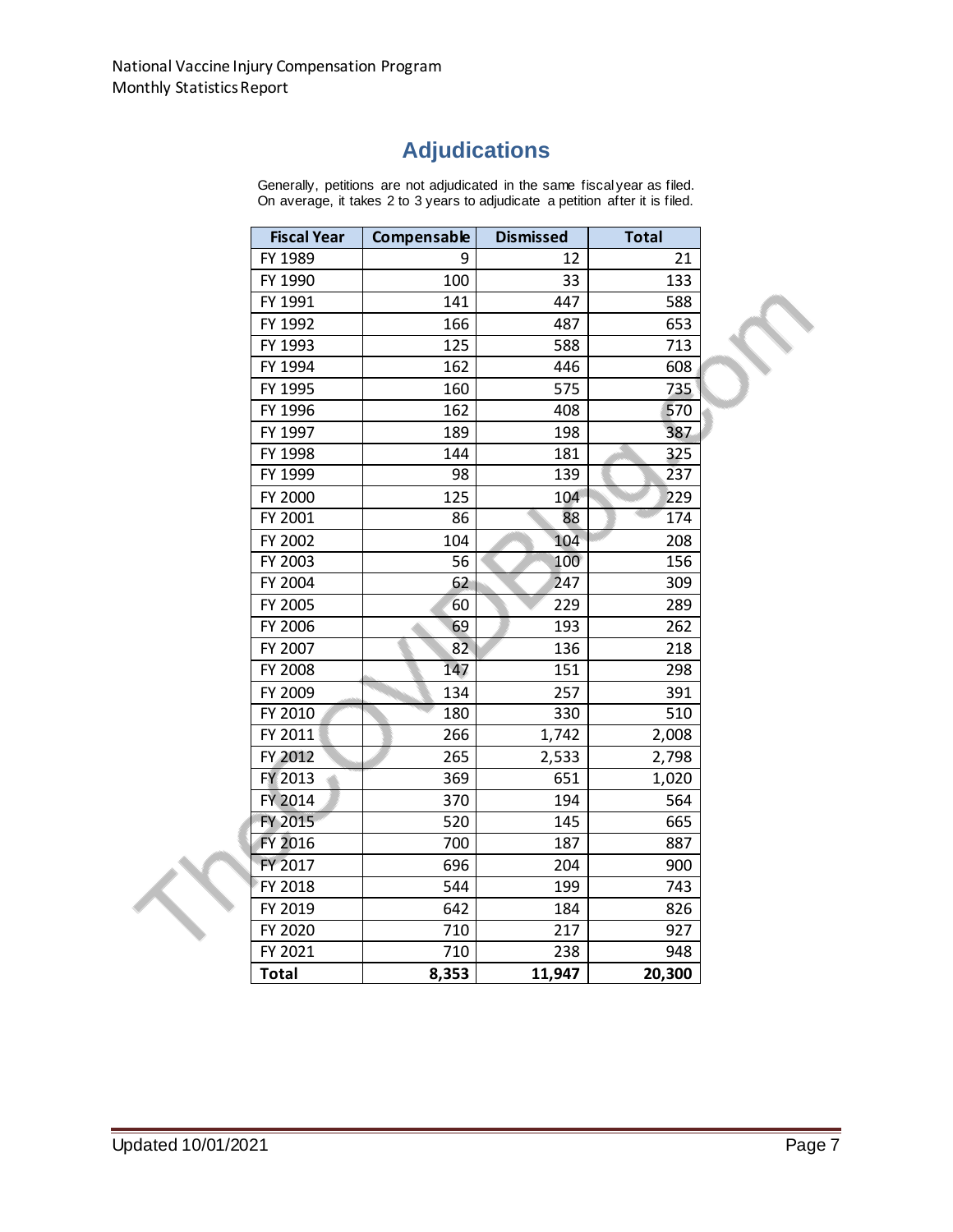## Adjudications

Generally, petitions are not adjudicated in the same fiscal year as filed. On average, it takes 2 to 3 years to adjudicate a petition after it is filed.

| Fiscal Year | Compensable | Dismissed | Total |
|---|---|---|---|
| FY 1989 | 9 | 12 | 21 |
| FY 1990 | 100 | 33 | 133 |
| FY 1991 | 141 | 447 | 588 |
| FY 1992 | 166 | 487 | 653 |
| FY 1993 | 125 | 588 | 713 |
| FY 1994 | 162 | 446 | 608 |
| FY 1995 | 160 | 575 | 735 |
| FY 1996 | 162 | 408 | 570 |
| FY 1997 | 189 | 198 | 387 |
| FY 1998 | 144 | 181 | 325 |
| FY 1999 | 98 | 139 | 237 |
| FY 2000 | 125 | 104 | 229 |
| FY 2001 | 86 | 88 | 174 |
| FY 2002 | 104 | 104 | 208 |
| FY 2003 | 56 | 100 | 156 |
| FY 2004 | 62 | 247 | 309 |
| FY 2005 | 60 | 229 | 289 |
| FY 2006 | 69 | 193 | 262 |
| FY 2007 | 82 | 136 | 218 |
| FY 2008 | 147 | 151 | 298 |
| FY 2009 | 134 | 257 | 391 |
| FY 2010 | 180 | 330 | 510 |
| FY 2011 | 266 | 1,742 | 2,008 |
| FY 2012 | 265 | 2,533 | 2,798 |
| FY 2013 | 369 | 651 | 1,020 |
| FY 2014 | 370 | 194 | 564 |
| FY 2015 | 520 | 145 | 665 |
| FY 2016 | 700 | 187 | 887 |
| FY 2017 | 696 | 204 | 900 |
| FY 2018 | 544 | 199 | 743 |
| FY 2019 | 642 | 184 | 826 |
| FY 2020 | 710 | 217 | 927 |
| FY 2021 | 710 | 238 | 948 |
| **Total** | **8,353** | **11,947** | **20,300** |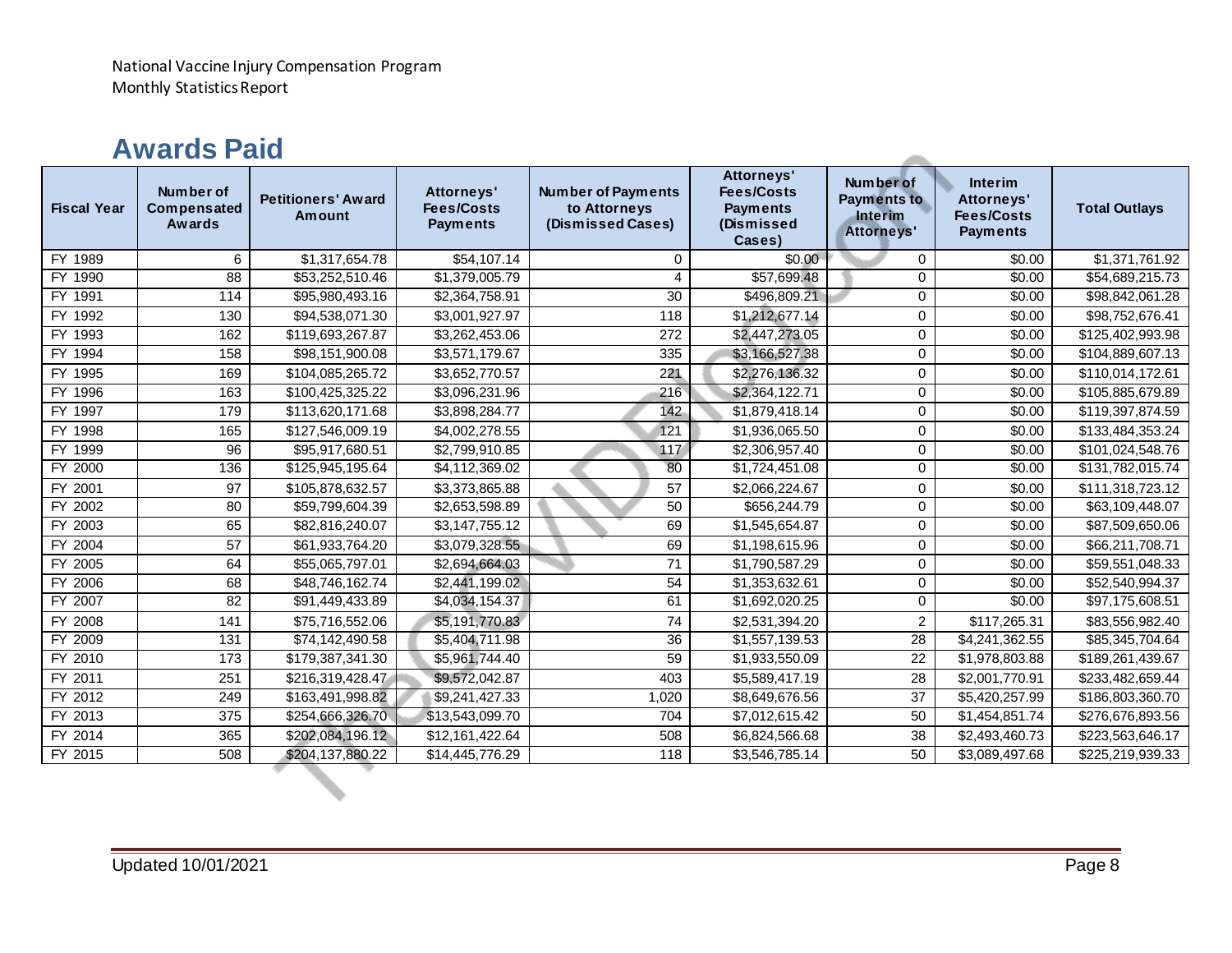National Vaccine Injury Compensation Program
Monthly Statistics Report

## Awards Paid

| Fiscal Year | Number of Compensated Awards | Petitioners' Award Amount | Attorneys' Fees/Costs Payments | Number of Payments to Attorneys (Dismissed Cases) | Attorneys' Fees/Costs Payments (Dismissed Cases) | Number of Payments to Interim Attorneys' | Interim Attorneys' Fees/Costs Payments | Total Outlays |
|---|---|---|---|---|---|---|---|---|
| FY 1989 | 6 | $1,317,654.78 | $54,107.14 | 0 | $0.00 | 0 | $0.00 | $1,371,761.92 |
| FY 1990 | 88 | $53,252,510.46 | $1,379,005.79 | 4 | $57,699.48 | 0 | $0.00 | $54,689,215.73 |
| FY 1991 | 114 | $95,980,493.16 | $2,364,758.91 | 30 | $496,809.21 | 0 | $0.00 | $98,842,061.28 |
| FY 1992 | 130 | $94,538,071.30 | $3,001,927.97 | 118 | $1,212,677.14 | 0 | $0.00 | $98,752,676.41 |
| FY 1993 | 162 | $119,693,267.87 | $3,262,453.06 | 272 | $2,447,273.05 | 0 | $0.00 | $125,402,993.98 |
| FY 1994 | 158 | $98,151,900.08 | $3,571,179.67 | 335 | $3,166,527.38 | 0 | $0.00 | $104,889,607.13 |
| FY 1995 | 169 | $104,085,265.72 | $3,652,770.57 | 221 | $2,276,136.32 | 0 | $0.00 | $110,014,172.61 |
| FY 1996 | 163 | $100,425,325.22 | $3,096,231.96 | 216 | $2,364,122.71 | 0 | $0.00 | $105,885,679.89 |
| FY 1997 | 179 | $113,620,171.68 | $3,898,284.77 | 142 | $1,879,418.14 | 0 | $0.00 | $119,397,874.59 |
| FY 1998 | 165 | $127,546,009.19 | $4,002,278.55 | 121 | $1,936,065.50 | 0 | $0.00 | $133,484,353.24 |
| FY 1999 | 96 | $95,917,680.51 | $2,799,910.85 | 117 | $2,306,957.40 | 0 | $0.00 | $101,024,548.76 |
| FY 2000 | 136 | $125,945,195.64 | $4,112,369.02 | 80 | $1,724,451.08 | 0 | $0.00 | $131,782,015.74 |
| FY 2001 | 97 | $105,878,632.57 | $3,373,865.88 | 57 | $2,066,224.67 | 0 | $0.00 | $111,318,723.12 |
| FY 2002 | 80 | $59,799,604.39 | $2,653,598.89 | 50 | $656,244.79 | 0 | $0.00 | $63,109,448.07 |
| FY 2003 | 65 | $82,816,240.07 | $3,147,755.12 | 69 | $1,545,654.87 | 0 | $0.00 | $87,509,650.06 |
| FY 2004 | 57 | $61,933,764.20 | $3,079,328.55 | 69 | $1,198,615.96 | 0 | $0.00 | $66,211,708.71 |
| FY 2005 | 64 | $55,065,797.01 | $2,694,664.03 | 71 | $1,790,587.29 | 0 | $0.00 | $59,551,048.33 |
| FY 2006 | 68 | $48,746,162.74 | $2,441,199.02 | 54 | $1,353,632.61 | 0 | $0.00 | $52,540,994.37 |
| FY 2007 | 82 | $91,449,433.89 | $4,034,154.37 | 61 | $1,692,020.25 | 0 | $0.00 | $97,175,608.51 |
| FY 2008 | 141 | $75,716,552.06 | $5,191,770.83 | 74 | $2,531,394.20 | 2 | $117,265.31 | $83,556,982.40 |
| FY 2009 | 131 | $74,142,490.58 | $5,404,711.98 | 36 | $1,557,139.53 | 28 | $4,241,362.55 | $85,345,704.64 |
| FY 2010 | 173 | $179,387,341.30 | $5,961,744.40 | 59 | $1,933,550.09 | 22 | $1,978,803.88 | $189,261,439.67 |
| FY 2011 | 251 | $216,319,428.47 | $9,572,042.87 | 403 | $5,589,417.19 | 28 | $2,001,770.91 | $233,482,659.44 |
| FY 2012 | 249 | $163,491,998.82 | $9,241,427.33 | 1,020 | $8,649,676.56 | 37 | $5,420,257.99 | $186,803,360.70 |
| FY 2013 | 375 | $254,666,326.70 | $13,543,099.70 | 704 | $7,012,615.42 | 50 | $1,454,851.74 | $276,676,893.56 |
| FY 2014 | 365 | $202,084,196.12 | $12,161,422.64 | 508 | $6,824,566.68 | 38 | $2,493,460.73 | $223,563,646.17 |
| FY 2015 | 508 | $204,137,880.22 | $14,445,776.29 | 118 | $3,546,785.14 | 50 | $3,089,497.68 | $225,219,939.33 |

Updated 10/01/2021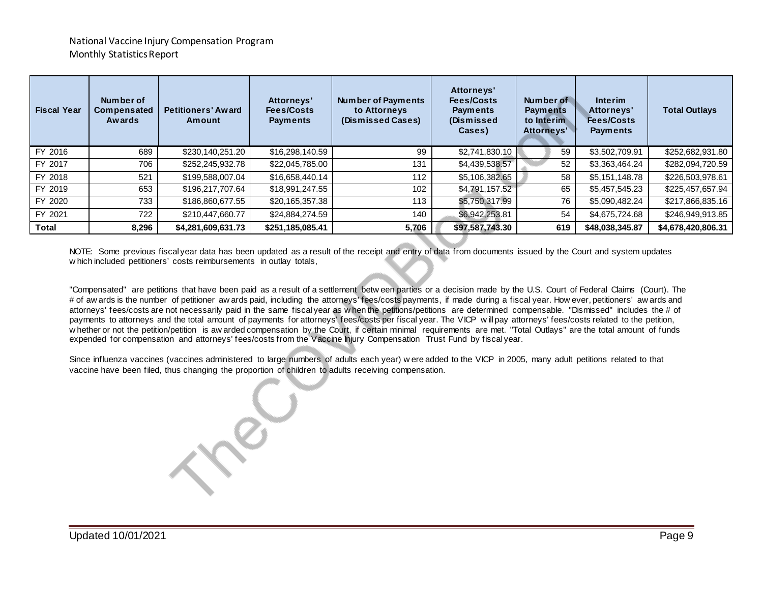National Vaccine Injury Compensation Program
Monthly Statistics Report

| Fiscal Year | Number of Compensated Awards | Petitioners' Award Amount | Attorneys' Fees/Costs Payments | Number of Payments to Attorneys (Dismissed Cases) | Attorneys' Fees/Costs Payments (Dismissed Cases) | Number of Payments to Interim Attorneys' | Interim Attorneys' Fees/Costs Payments | Total Outlays |
|---|---|---|---|---|---|---|---|---|
| FY 2016 | 689 | $230,140,251.20 | $16,298,140.59 | 99 | $2,741,830.10 | 59 | $3,502,709.91 | $252,682,931.80 |
| FY 2017 | 706 | $252,245,932.78 | $22,045,785.00 | 131 | $4,439,538.57 | 52 | $3,363,464.24 | $282,094,720.59 |
| FY 2018 | 521 | $199,588,007.04 | $16,658,440.14 | 112 | $5,106,382.65 | 58 | $5,151,148.78 | $226,503,978.61 |
| FY 2019 | 653 | $196,217,707.64 | $18,991,247.55 | 102 | $4,791,157.52 | 65 | $5,457,545.23 | $225,457,657.94 |
| FY 2020 | 733 | $186,860,677.55 | $20,165,357.38 | 113 | $5,750,317.99 | 76 | $5,090,482.24 | $217,866,835.16 |
| FY 2021 | 722 | $210,447,660.77 | $24,884,274.59 | 140 | $6,942,253.81 | 54 | $4,675,724.68 | $246,949,913.85 |
| **Total** | **8,296** | **$4,281,609,631.73** | **$251,185,085.41** | **5,706** | **$97,587,743.30** | **619** | **$48,038,345.87** | **$4,678,420,806.31** |

NOTE: Some previous fiscal year data has been updated as a result of the receipt and entry of data from documents issued by the Court and system updates which included petitioners' costs reimbursements in outlay totals,

"Compensated" are petitions that have been paid as a result of a settlement between parties or a decision made by the U.S. Court of Federal Claims (Court). The # of awards is the number of petitioner awards paid, including the attorneys' fees/costs payments, if made during a fiscal year. However, petitioners' awards and attorneys' fees/costs are not necessarily paid in the same fiscal year as when the petitions/petitions are determined compensable. "Dismissed" includes the # of payments to attorneys and the total amount of payments for attorneys' fees/costs per fiscal year. The VICP will pay attorneys' fees/costs related to the petition, whether or not the petition/petition is awarded compensation by the Court, if certain minimal requirements are met. "Total Outlays" are the total amount of funds expended for compensation and attorneys' fees/costs from the Vaccine Injury Compensation Trust Fund by fiscal year.

Since influenza vaccines (vaccines administered to large numbers of adults each year) were added to the VICP in 2005, many adult petitions related to that vaccine have been filed, thus changing the proportion of children to adults receiving compensation.

Updated 10/01/2021